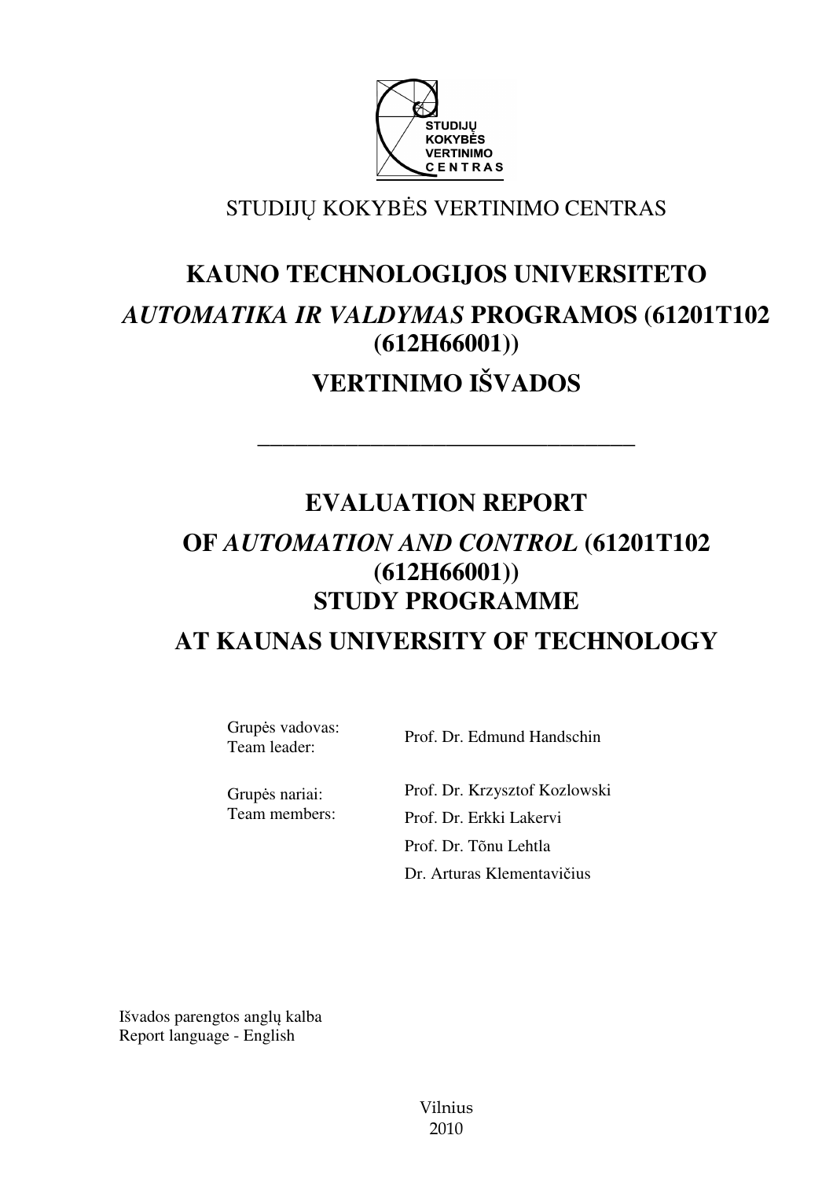STUDIJŲ KOKYBĖS VERTINIMO CENTRAS

# KAUNO TECHNOLOGIJOS UNIVERSITETO

# *AUTOMATIKA IR VALDYMAS* PROGRAMOS (61201T102 (612H66001))

# VERTINIMO IŠVADOS

---

# EVALUATION REPORT

# OF *AUTOMATION AND CONTROL* (61201T102 (612H66001)) STUDY PROGRAMME

# AT KAUNAS UNIVERSITY OF TECHNOLOGY

Grupės vadovas:
Team leader: Prof. Dr. Edmund Handschin

Grupės nariai:
Team members:
Prof. Dr. Krzysztof Kozlowski
Prof. Dr. Erkki Lakervi
Prof. Dr. Tõnu Lehtla
Dr. Arturas Klementavičius

Išvados parengtos anglų kalba
Report language - English

Vilnius
2010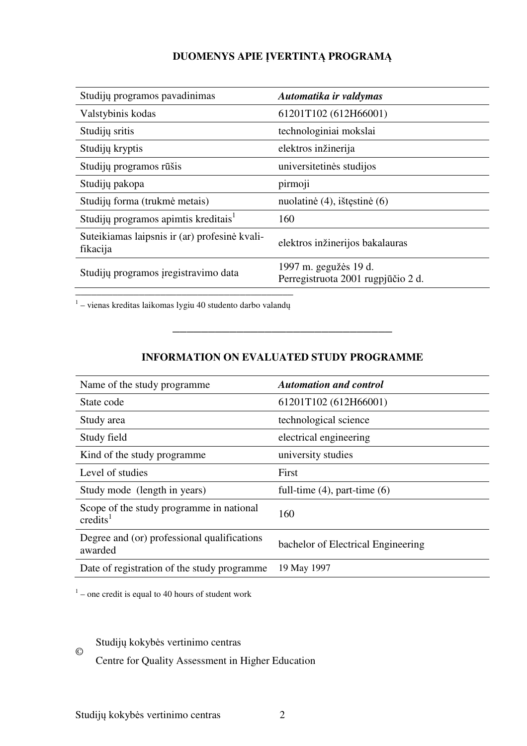## DUOMENYS APIE ĮVERTINTĄ PROGRAMĄ

| Studijų programos pavadinimas | ***Automatika ir valdymas*** |
|---|---|
| Valstybinis kodas | 61201T102 (612H66001) |
| Studijų sritis | technologiniai mokslai |
| Studijų kryptis | elektros inžinerija |
| Studijų programos rūšis | universitetinės studijos |
| Studijų pakopa | pirmoji |
| Studijų forma (trukmė metais) | nuolatinė (4), ištęstinė (6) |
| Studijų programos apimtis kreditais[1] | 160 |
| Suteikiamas laipsnis ir (ar) profesinė kvalifikacija | elektros inžinerijos bakalauras |
| Studijų programos įregistravimo data | 1997 m. gegužės 19 d. Perregistruota 2001 rugpjūčio 2 d. |

[1] – vienas kreditas laikomas lygiu 40 studento darbo valandų

---

## INFORMATION ON EVALUATED STUDY PROGRAMME

| Name of the study programme | ***Automation and control*** |
|---|---|
| State code | 61201T102 (612H66001) |
| Study area | technological science |
| Study field | electrical engineering |
| Kind of the study programme | university studies |
| Level of studies | First |
| Study mode (length in years) | full-time (4), part-time (6) |
| Scope of the study programme in national credits[1] | 160 |
| Degree and (or) professional qualifications awarded | bachelor of Electrical Engineering |
| Date of registration of the study programme | 19 May 1997 |

[1] – one credit is equal to 40 hours of student work

© Studijų kokybės vertinimo centras
Centre for Quality Assessment in Higher Education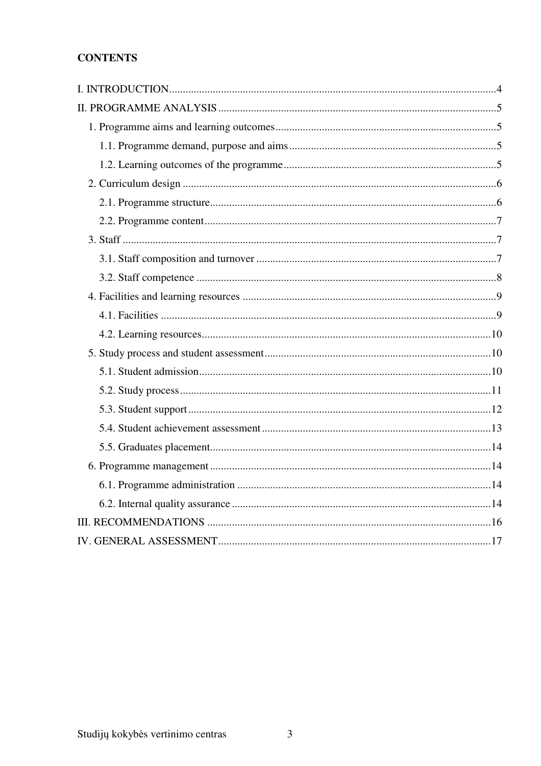**CONTENTS**

I. INTRODUCTION....................................................................................................................4

II. PROGRAMME ANALYSIS ....................................................................................................5

- 1. Programme aims and learning outcomes ..............................................................................5
  - 1.1. Programme demand, purpose and aims .........................................................................5
  - 1.2. Learning outcomes of the programme ..........................................................................5
- 2. Curriculum design ...............................................................................................................6
  - 2.1. Programme structure.......................................................................................................6
  - 2.2. Programme content.........................................................................................................7
- 3. Staff .....................................................................................................................................7
  - 3.1. Staff composition and turnover .....................................................................................7
  - 3.2. Staff competence ...........................................................................................................8
- 4. Facilities and learning resources ..........................................................................................9
  - 4.1. Facilities .........................................................................................................................9
  - 4.2. Learning resources.........................................................................................................10
- 5. Study process and student assessment .................................................................................10
  - 5.1. Student admission..........................................................................................................10
  - 5.2. Study process.................................................................................................................11
  - 5.3. Student support..............................................................................................................12
  - 5.4. Student achievement assessment ...................................................................................13
  - 5.5. Graduates placement......................................................................................................14
- 6. Programme management .....................................................................................................14
  - 6.1. Programme administration ............................................................................................14
  - 6.2. Internal quality assurance ..............................................................................................14

III. RECOMMENDATIONS .......................................................................................................16

IV. GENERAL ASSESSMENT...................................................................................................17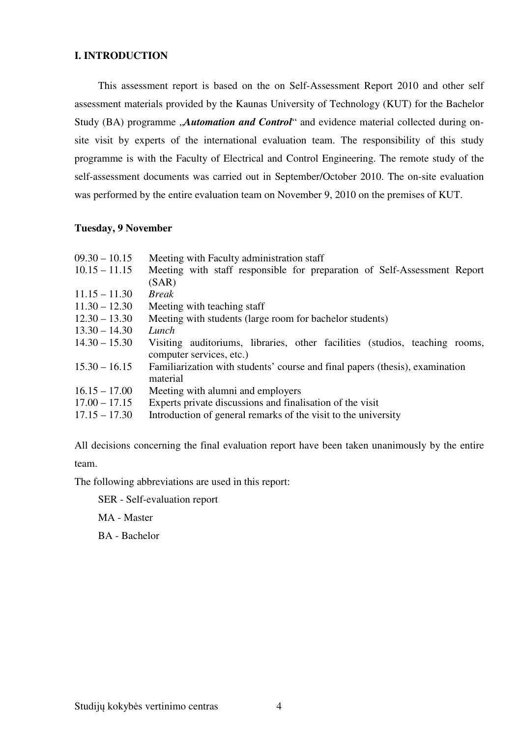## I. INTRODUCTION

This assessment report is based on the on Self-Assessment Report 2010 and other self assessment materials provided by the Kaunas University of Technology (KUT) for the Bachelor Study (BA) programme „***Automation and Control***“ and evidence material collected during on-site visit by experts of the international evaluation team. The responsibility of this study programme is with the Faculty of Electrical and Control Engineering. The remote study of the self-assessment documents was carried out in September/October 2010. The on-site evaluation was performed by the entire evaluation team on November 9, 2010 on the premises of KUT.

**Tuesday, 9 November**

| | |
|---|---|
| 09.30 – 10.15 | Meeting with Faculty administration staff |
| 10.15 – 11.15 | Meeting with staff responsible for preparation of Self-Assessment Report (SAR) |
| 11.15 – 11.30 | *Break* |
| 11.30 – 12.30 | Meeting with teaching staff |
| 12.30 – 13.30 | Meeting with students (large room for bachelor students) |
| 13.30 – 14.30 | *Lunch* |
| 14.30 – 15.30 | Visiting auditoriums, libraries, other facilities (studios, teaching rooms, computer services, etc.) |
| 15.30 – 16.15 | Familiarization with students' course and final papers (thesis), examination material |
| 16.15 – 17.00 | Meeting with alumni and employers |
| 17.00 – 17.15 | Experts private discussions and finalisation of the visit |
| 17.15 – 17.30 | Introduction of general remarks of the visit to the university |

All decisions concerning the final evaluation report have been taken unanimously by the entire team.

The following abbreviations are used in this report:

SER - Self-evaluation report

MA - Master

BA - Bachelor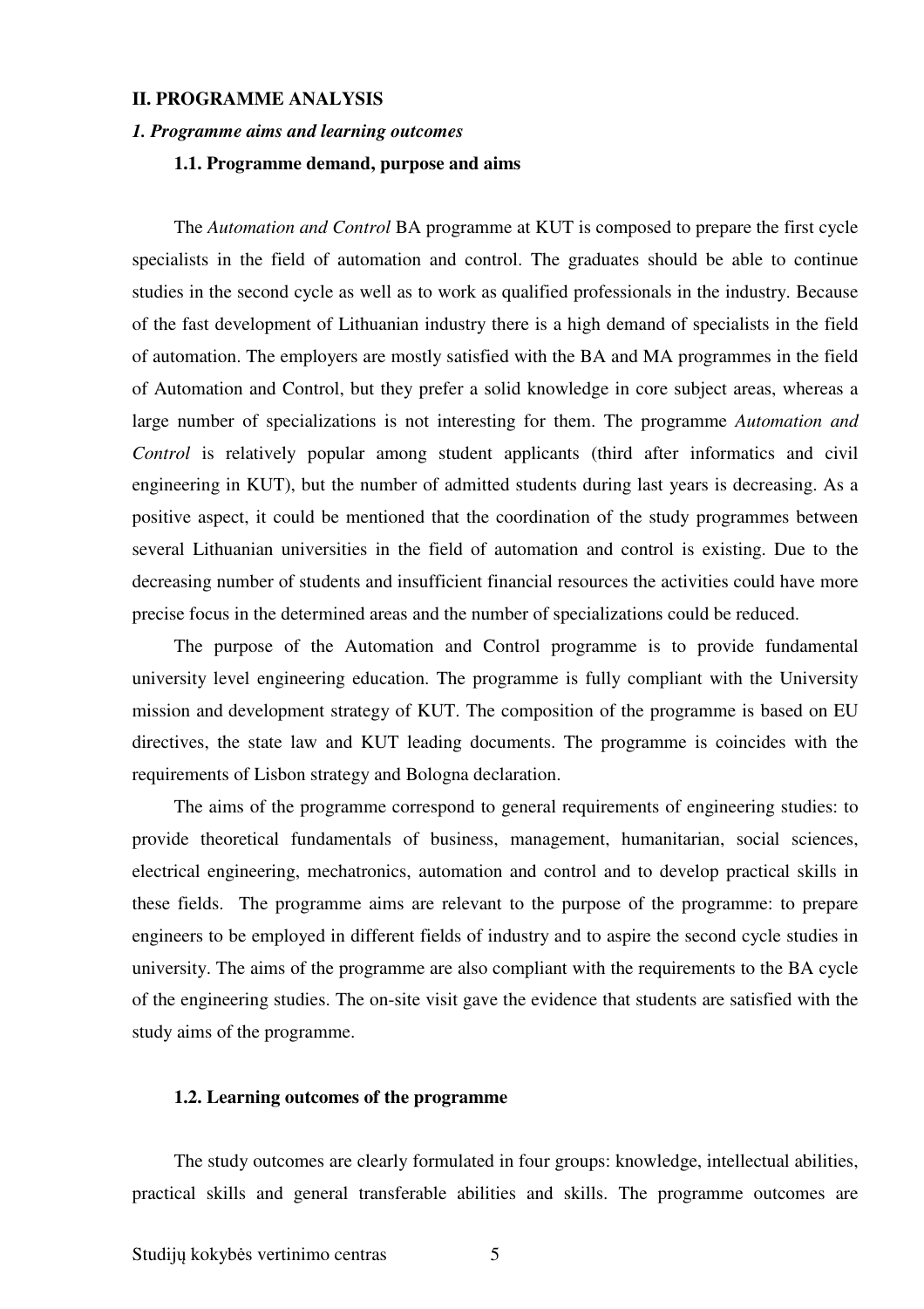## II. PROGRAMME ANALYSIS

### *1. Programme aims and learning outcomes*

#### 1.1. Programme demand, purpose and aims

The *Automation and Control* BA programme at KUT is composed to prepare the first cycle specialists in the field of automation and control. The graduates should be able to continue studies in the second cycle as well as to work as qualified professionals in the industry. Because of the fast development of Lithuanian industry there is a high demand of specialists in the field of automation. The employers are mostly satisfied with the BA and MA programmes in the field of Automation and Control, but they prefer a solid knowledge in core subject areas, whereas a large number of specializations is not interesting for them. The programme *Automation and Control* is relatively popular among student applicants (third after informatics and civil engineering in KUT), but the number of admitted students during last years is decreasing. As a positive aspect, it could be mentioned that the coordination of the study programmes between several Lithuanian universities in the field of automation and control is existing. Due to the decreasing number of students and insufficient financial resources the activities could have more precise focus in the determined areas and the number of specializations could be reduced.

The purpose of the Automation and Control programme is to provide fundamental university level engineering education. The programme is fully compliant with the University mission and development strategy of KUT. The composition of the programme is based on EU directives, the state law and KUT leading documents. The programme is coincides with the requirements of Lisbon strategy and Bologna declaration.

The aims of the programme correspond to general requirements of engineering studies: to provide theoretical fundamentals of business, management, humanitarian, social sciences, electrical engineering, mechatronics, automation and control and to develop practical skills in these fields. The programme aims are relevant to the purpose of the programme: to prepare engineers to be employed in different fields of industry and to aspire the second cycle studies in university. The aims of the programme are also compliant with the requirements to the BA cycle of the engineering studies. The on-site visit gave the evidence that students are satisfied with the study aims of the programme.

#### 1.2. Learning outcomes of the programme

The study outcomes are clearly formulated in four groups: knowledge, intellectual abilities, practical skills and general transferable abilities and skills. The programme outcomes are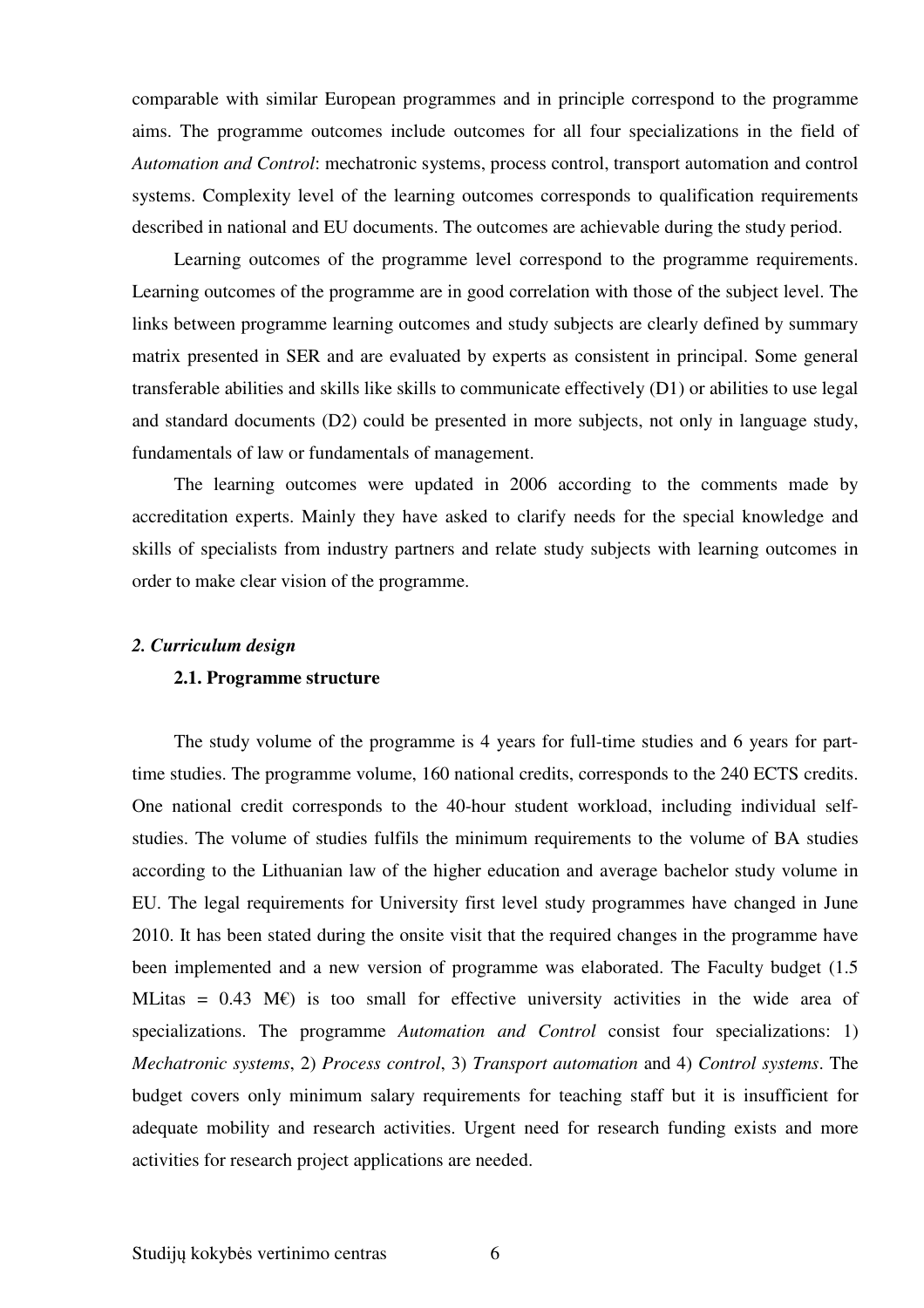comparable with similar European programmes and in principle correspond to the programme aims. The programme outcomes include outcomes for all four specializations in the field of *Automation and Control*: mechatronic systems, process control, transport automation and control systems. Complexity level of the learning outcomes corresponds to qualification requirements described in national and EU documents. The outcomes are achievable during the study period.

Learning outcomes of the programme level correspond to the programme requirements. Learning outcomes of the programme are in good correlation with those of the subject level. The links between programme learning outcomes and study subjects are clearly defined by summary matrix presented in SER and are evaluated by experts as consistent in principal. Some general transferable abilities and skills like skills to communicate effectively (D1) or abilities to use legal and standard documents (D2) could be presented in more subjects, not only in language study, fundamentals of law or fundamentals of management.

The learning outcomes were updated in 2006 according to the comments made by accreditation experts. Mainly they have asked to clarify needs for the special knowledge and skills of specialists from industry partners and relate study subjects with learning outcomes in order to make clear vision of the programme.

***2. Curriculum design***

**2.1. Programme structure**

The study volume of the programme is 4 years for full-time studies and 6 years for part-time studies. The programme volume, 160 national credits, corresponds to the 240 ECTS credits. One national credit corresponds to the 40-hour student workload, including individual self-studies. The volume of studies fulfils the minimum requirements to the volume of BA studies according to the Lithuanian law of the higher education and average bachelor study volume in EU. The legal requirements for University first level study programmes have changed in June 2010. It has been stated during the onsite visit that the required changes in the programme have been implemented and a new version of programme was elaborated. The Faculty budget (1.5 MLitas = 0.43 M€) is too small for effective university activities in the wide area of specializations. The programme *Automation and Control* consist four specializations: 1) *Mechatronic systems*, 2) *Process control*, 3) *Transport automation* and 4) *Control systems*. The budget covers only minimum salary requirements for teaching staff but it is insufficient for adequate mobility and research activities. Urgent need for research funding exists and more activities for research project applications are needed.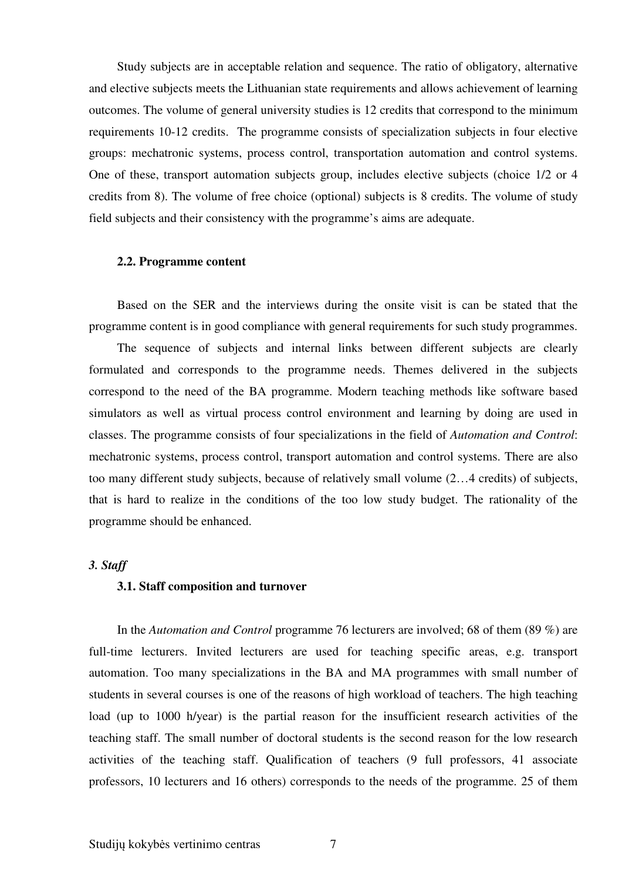Study subjects are in acceptable relation and sequence. The ratio of obligatory, alternative and elective subjects meets the Lithuanian state requirements and allows achievement of learning outcomes. The volume of general university studies is 12 credits that correspond to the minimum requirements 10-12 credits. The programme consists of specialization subjects in four elective groups: mechatronic systems, process control, transportation automation and control systems. One of these, transport automation subjects group, includes elective subjects (choice 1/2 or 4 credits from 8). The volume of free choice (optional) subjects is 8 credits. The volume of study field subjects and their consistency with the programme's aims are adequate.

### 2.2. Programme content

Based on the SER and the interviews during the onsite visit is can be stated that the programme content is in good compliance with general requirements for such study programmes.

The sequence of subjects and internal links between different subjects are clearly formulated and corresponds to the programme needs. Themes delivered in the subjects correspond to the need of the BA programme. Modern teaching methods like software based simulators as well as virtual process control environment and learning by doing are used in classes. The programme consists of four specializations in the field of *Automation and Control*: mechatronic systems, process control, transport automation and control systems. There are also too many different study subjects, because of relatively small volume (2…4 credits) of subjects, that is hard to realize in the conditions of the too low study budget. The rationality of the programme should be enhanced.

## *3. Staff*

### 3.1. Staff composition and turnover

In the *Automation and Control* programme 76 lecturers are involved; 68 of them (89 %) are full-time lecturers. Invited lecturers are used for teaching specific areas, e.g. transport automation. Too many specializations in the BA and MA programmes with small number of students in several courses is one of the reasons of high workload of teachers. The high teaching load (up to 1000 h/year) is the partial reason for the insufficient research activities of the teaching staff. The small number of doctoral students is the second reason for the low research activities of the teaching staff. Qualification of teachers (9 full professors, 41 associate professors, 10 lecturers and 16 others) corresponds to the needs of the programme. 25 of them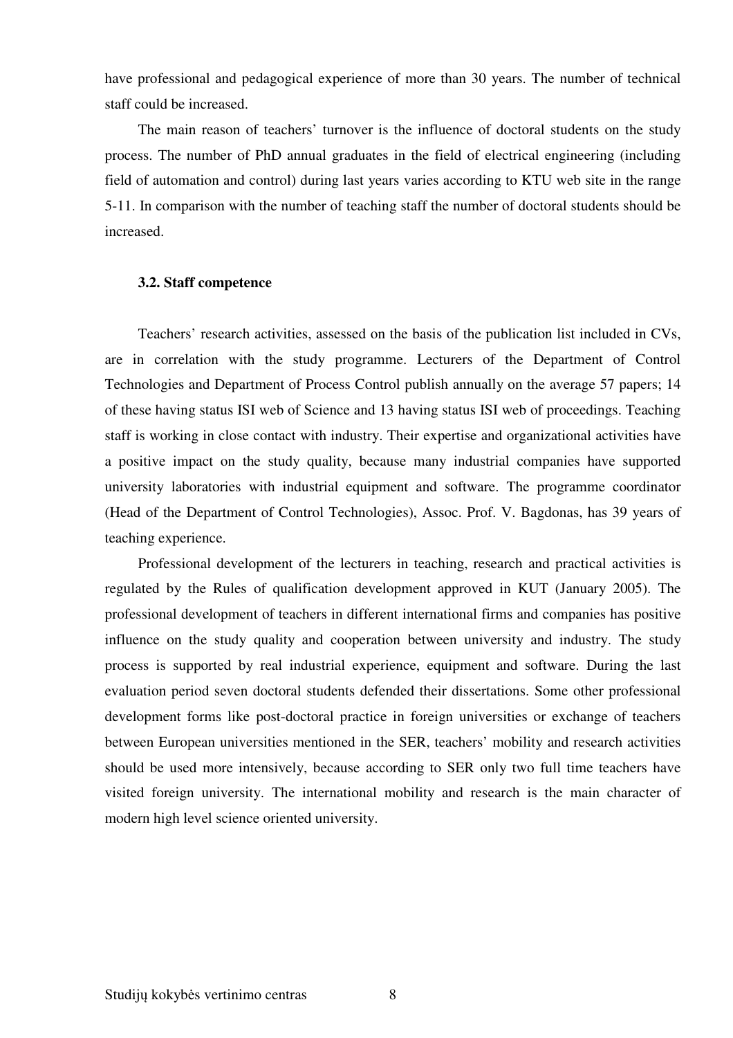have professional and pedagogical experience of more than 30 years. The number of technical staff could be increased.

The main reason of teachers' turnover is the influence of doctoral students on the study process. The number of PhD annual graduates in the field of electrical engineering (including field of automation and control) during last years varies according to KTU web site in the range 5-11. In comparison with the number of teaching staff the number of doctoral students should be increased.

### 3.2. Staff competence

Teachers' research activities, assessed on the basis of the publication list included in CVs, are in correlation with the study programme. Lecturers of the Department of Control Technologies and Department of Process Control publish annually on the average 57 papers; 14 of these having status ISI web of Science and 13 having status ISI web of proceedings. Teaching staff is working in close contact with industry. Their expertise and organizational activities have a positive impact on the study quality, because many industrial companies have supported university laboratories with industrial equipment and software. The programme coordinator (Head of the Department of Control Technologies), Assoc. Prof. V. Bagdonas, has 39 years of teaching experience.

Professional development of the lecturers in teaching, research and practical activities is regulated by the Rules of qualification development approved in KUT (January 2005). The professional development of teachers in different international firms and companies has positive influence on the study quality and cooperation between university and industry. The study process is supported by real industrial experience, equipment and software. During the last evaluation period seven doctoral students defended their dissertations. Some other professional development forms like post-doctoral practice in foreign universities or exchange of teachers between European universities mentioned in the SER, teachers' mobility and research activities should be used more intensively, because according to SER only two full time teachers have visited foreign university. The international mobility and research is the main character of modern high level science oriented university.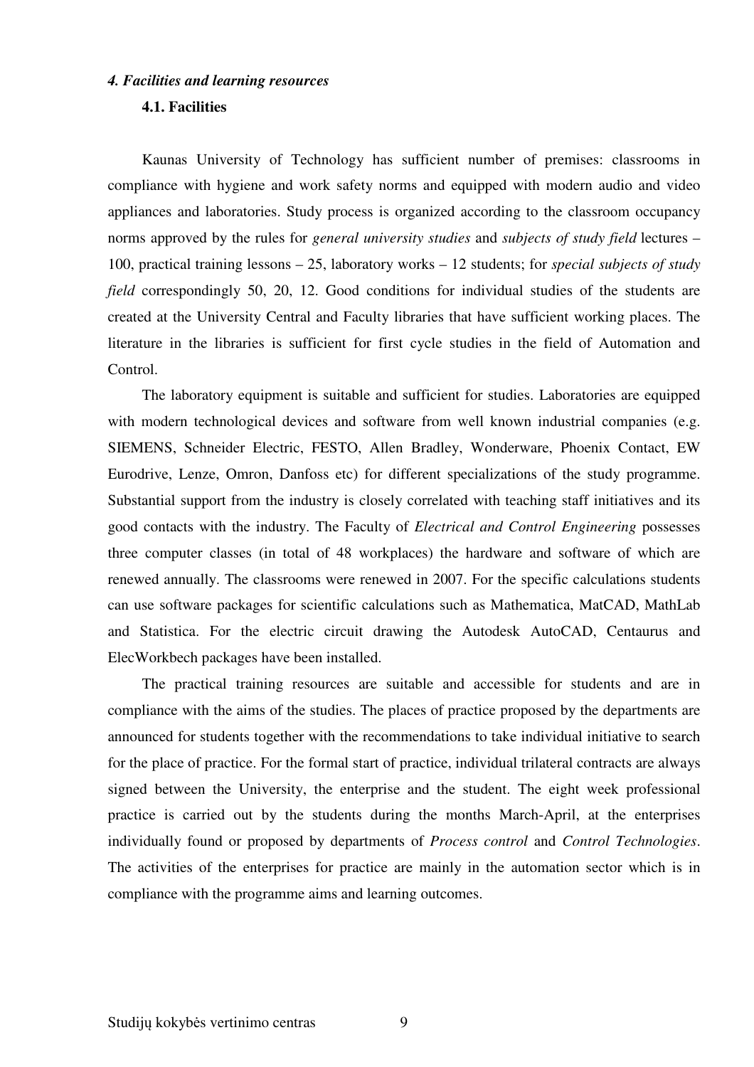### *4. Facilities and learning resources*

#### 4.1. Facilities

Kaunas University of Technology has sufficient number of premises: classrooms in compliance with hygiene and work safety norms and equipped with modern audio and video appliances and laboratories. Study process is organized according to the classroom occupancy norms approved by the rules for *general university studies* and *subjects of study field* lectures – 100, practical training lessons – 25, laboratory works – 12 students; for *special subjects of study field* correspondingly 50, 20, 12. Good conditions for individual studies of the students are created at the University Central and Faculty libraries that have sufficient working places. The literature in the libraries is sufficient for first cycle studies in the field of Automation and Control.

The laboratory equipment is suitable and sufficient for studies. Laboratories are equipped with modern technological devices and software from well known industrial companies (e.g. SIEMENS, Schneider Electric, FESTO, Allen Bradley, Wonderware, Phoenix Contact, EW Eurodrive, Lenze, Omron, Danfoss etc) for different specializations of the study programme. Substantial support from the industry is closely correlated with teaching staff initiatives and its good contacts with the industry. The Faculty of *Electrical and Control Engineering* possesses three computer classes (in total of 48 workplaces) the hardware and software of which are renewed annually. The classrooms were renewed in 2007. For the specific calculations students can use software packages for scientific calculations such as Mathematica, MatCAD, MathLab and Statistica. For the electric circuit drawing the Autodesk AutoCAD, Centaurus and ElecWorkbech packages have been installed.

The practical training resources are suitable and accessible for students and are in compliance with the aims of the studies. The places of practice proposed by the departments are announced for students together with the recommendations to take individual initiative to search for the place of practice. For the formal start of practice, individual trilateral contracts are always signed between the University, the enterprise and the student. The eight week professional practice is carried out by the students during the months March-April, at the enterprises individually found or proposed by departments of *Process control* and *Control Technologies*. The activities of the enterprises for practice are mainly in the automation sector which is in compliance with the programme aims and learning outcomes.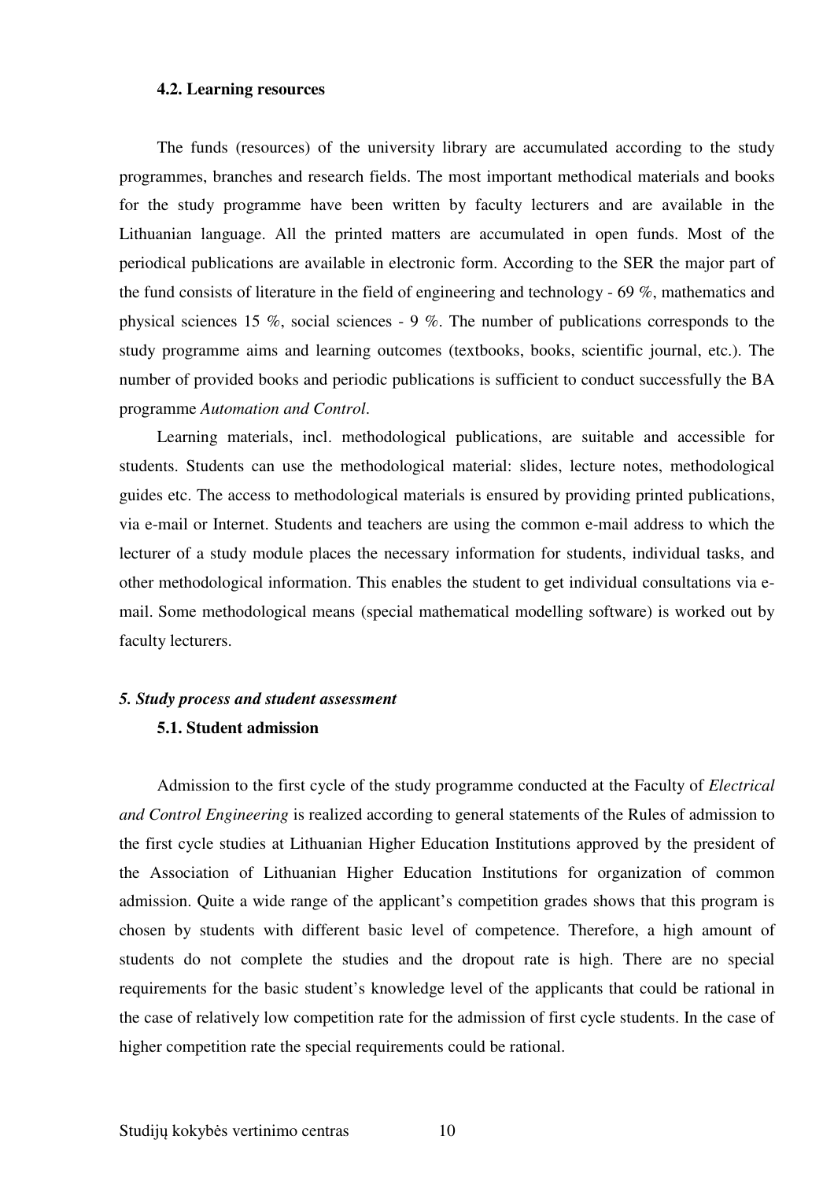#### 4.2. Learning resources

The funds (resources) of the university library are accumulated according to the study programmes, branches and research fields. The most important methodical materials and books for the study programme have been written by faculty lecturers and are available in the Lithuanian language. All the printed matters are accumulated in open funds. Most of the periodical publications are available in electronic form. According to the SER the major part of the fund consists of literature in the field of engineering and technology - 69 %, mathematics and physical sciences 15 %, social sciences - 9 %. The number of publications corresponds to the study programme aims and learning outcomes (textbooks, books, scientific journal, etc.). The number of provided books and periodic publications is sufficient to conduct successfully the BA programme *Automation and Control*.

Learning materials, incl. methodological publications, are suitable and accessible for students. Students can use the methodological material: slides, lecture notes, methodological guides etc. The access to methodological materials is ensured by providing printed publications, via e-mail or Internet. Students and teachers are using the common e-mail address to which the lecturer of a study module places the necessary information for students, individual tasks, and other methodological information. This enables the student to get individual consultations via e-mail. Some methodological means (special mathematical modelling software) is worked out by faculty lecturers.

### *5. Study process and student assessment*

#### 5.1. Student admission

Admission to the first cycle of the study programme conducted at the Faculty of *Electrical and Control Engineering* is realized according to general statements of the Rules of admission to the first cycle studies at Lithuanian Higher Education Institutions approved by the president of the Association of Lithuanian Higher Education Institutions for organization of common admission. Quite a wide range of the applicant's competition grades shows that this program is chosen by students with different basic level of competence. Therefore, a high amount of students do not complete the studies and the dropout rate is high. There are no special requirements for the basic student's knowledge level of the applicants that could be rational in the case of relatively low competition rate for the admission of first cycle students. In the case of higher competition rate the special requirements could be rational.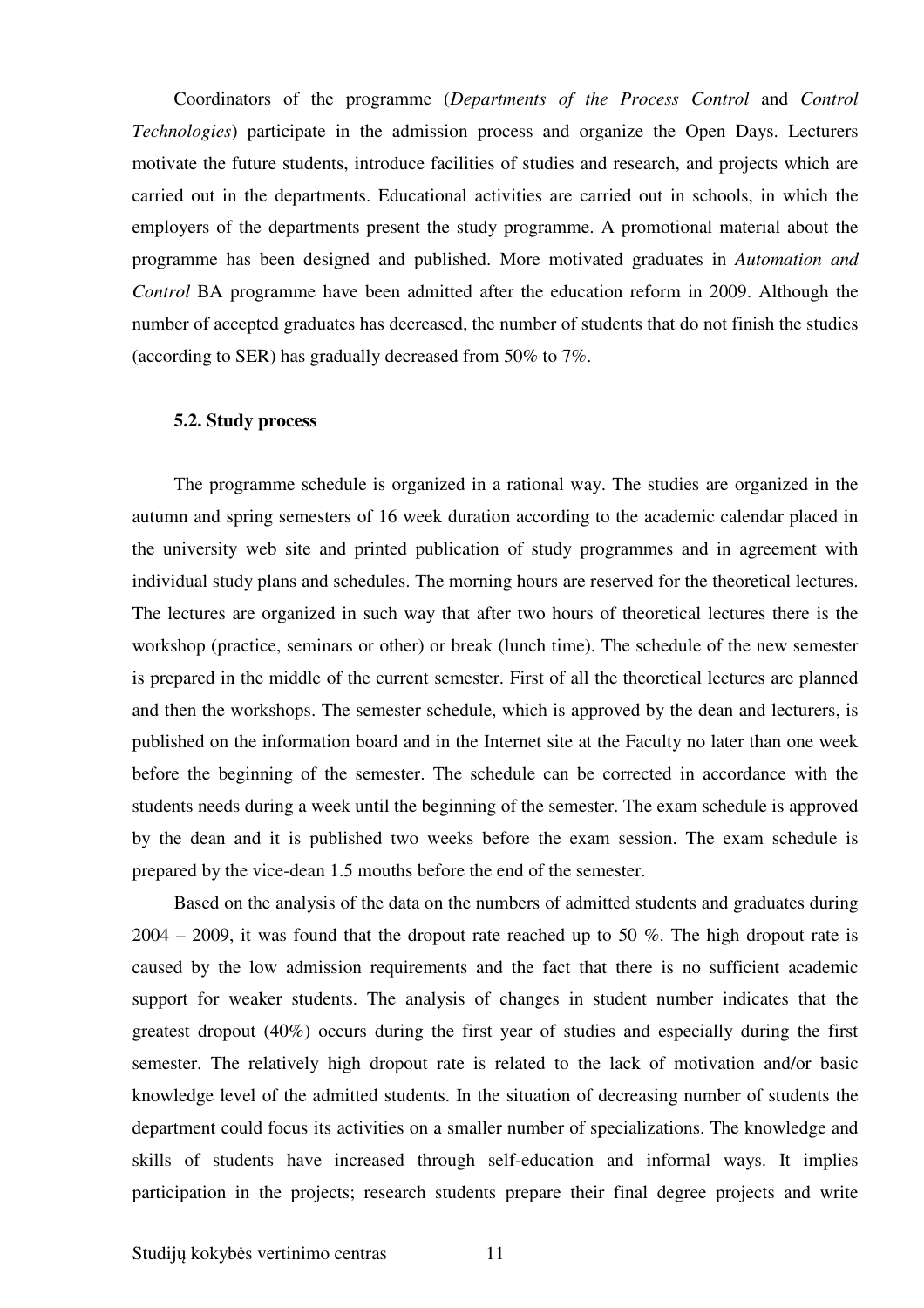Coordinators of the programme (*Departments of the Process Control* and *Control Technologies*) participate in the admission process and organize the Open Days. Lecturers motivate the future students, introduce facilities of studies and research, and projects which are carried out in the departments. Educational activities are carried out in schools, in which the employers of the departments present the study programme. A promotional material about the programme has been designed and published. More motivated graduates in *Automation and Control* BA programme have been admitted after the education reform in 2009. Although the number of accepted graduates has decreased, the number of students that do not finish the studies (according to SER) has gradually decreased from 50% to 7%.

#### 5.2. Study process

The programme schedule is organized in a rational way. The studies are organized in the autumn and spring semesters of 16 week duration according to the academic calendar placed in the university web site and printed publication of study programmes and in agreement with individual study plans and schedules. The morning hours are reserved for the theoretical lectures. The lectures are organized in such way that after two hours of theoretical lectures there is the workshop (practice, seminars or other) or break (lunch time). The schedule of the new semester is prepared in the middle of the current semester. First of all the theoretical lectures are planned and then the workshops. The semester schedule, which is approved by the dean and lecturers, is published on the information board and in the Internet site at the Faculty no later than one week before the beginning of the semester. The schedule can be corrected in accordance with the students needs during a week until the beginning of the semester. The exam schedule is approved by the dean and it is published two weeks before the exam session. The exam schedule is prepared by the vice-dean 1.5 mouths before the end of the semester.

Based on the analysis of the data on the numbers of admitted students and graduates during 2004 – 2009, it was found that the dropout rate reached up to 50 %. The high dropout rate is caused by the low admission requirements and the fact that there is no sufficient academic support for weaker students. The analysis of changes in student number indicates that the greatest dropout (40%) occurs during the first year of studies and especially during the first semester. The relatively high dropout rate is related to the lack of motivation and/or basic knowledge level of the admitted students. In the situation of decreasing number of students the department could focus its activities on a smaller number of specializations. The knowledge and skills of students have increased through self-education and informal ways. It implies participation in the projects; research students prepare their final degree projects and write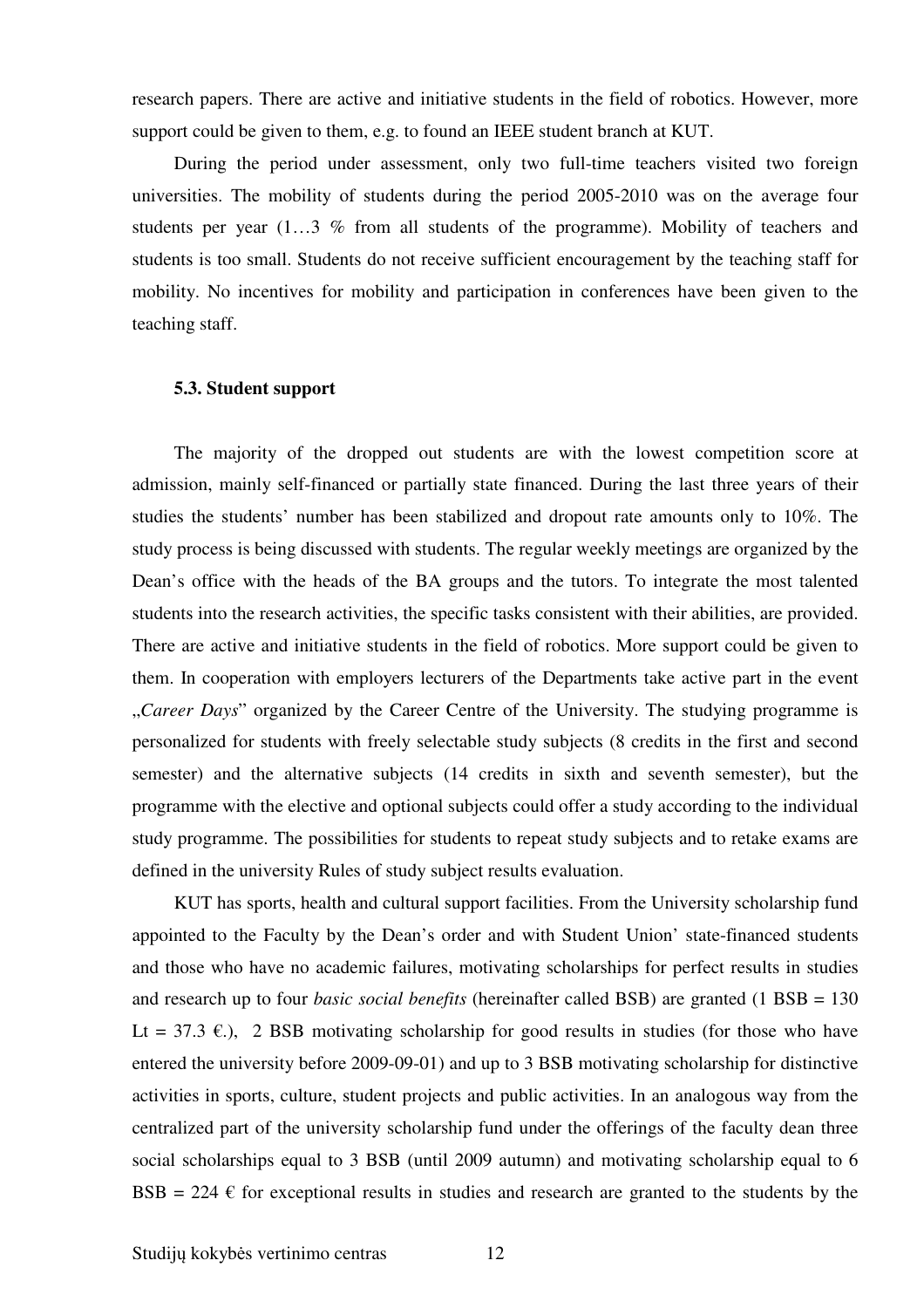research papers. There are active and initiative students in the field of robotics. However, more support could be given to them, e.g. to found an IEEE student branch at KUT.

During the period under assessment, only two full-time teachers visited two foreign universities. The mobility of students during the period 2005-2010 was on the average four students per year (1…3 % from all students of the programme). Mobility of teachers and students is too small. Students do not receive sufficient encouragement by the teaching staff for mobility. No incentives for mobility and participation in conferences have been given to the teaching staff.

### 5.3. Student support

The majority of the dropped out students are with the lowest competition score at admission, mainly self-financed or partially state financed. During the last three years of their studies the students' number has been stabilized and dropout rate amounts only to 10%. The study process is being discussed with students. The regular weekly meetings are organized by the Dean's office with the heads of the BA groups and the tutors. To integrate the most talented students into the research activities, the specific tasks consistent with their abilities, are provided. There are active and initiative students in the field of robotics. More support could be given to them. In cooperation with employers lecturers of the Departments take active part in the event „*Career Days*" organized by the Career Centre of the University. The studying programme is personalized for students with freely selectable study subjects (8 credits in the first and second semester) and the alternative subjects (14 credits in sixth and seventh semester), but the programme with the elective and optional subjects could offer a study according to the individual study programme. The possibilities for students to repeat study subjects and to retake exams are defined in the university Rules of study subject results evaluation.

KUT has sports, health and cultural support facilities. From the University scholarship fund appointed to the Faculty by the Dean's order and with Student Union' state-financed students and those who have no academic failures, motivating scholarships for perfect results in studies and research up to four *basic social benefits* (hereinafter called BSB) are granted (1 BSB = 130 Lt = 37.3 €.), 2 BSB motivating scholarship for good results in studies (for those who have entered the university before 2009-09-01) and up to 3 BSB motivating scholarship for distinctive activities in sports, culture, student projects and public activities. In an analogous way from the centralized part of the university scholarship fund under the offerings of the faculty dean three social scholarships equal to 3 BSB (until 2009 autumn) and motivating scholarship equal to 6 BSB = 224 € for exceptional results in studies and research are granted to the students by the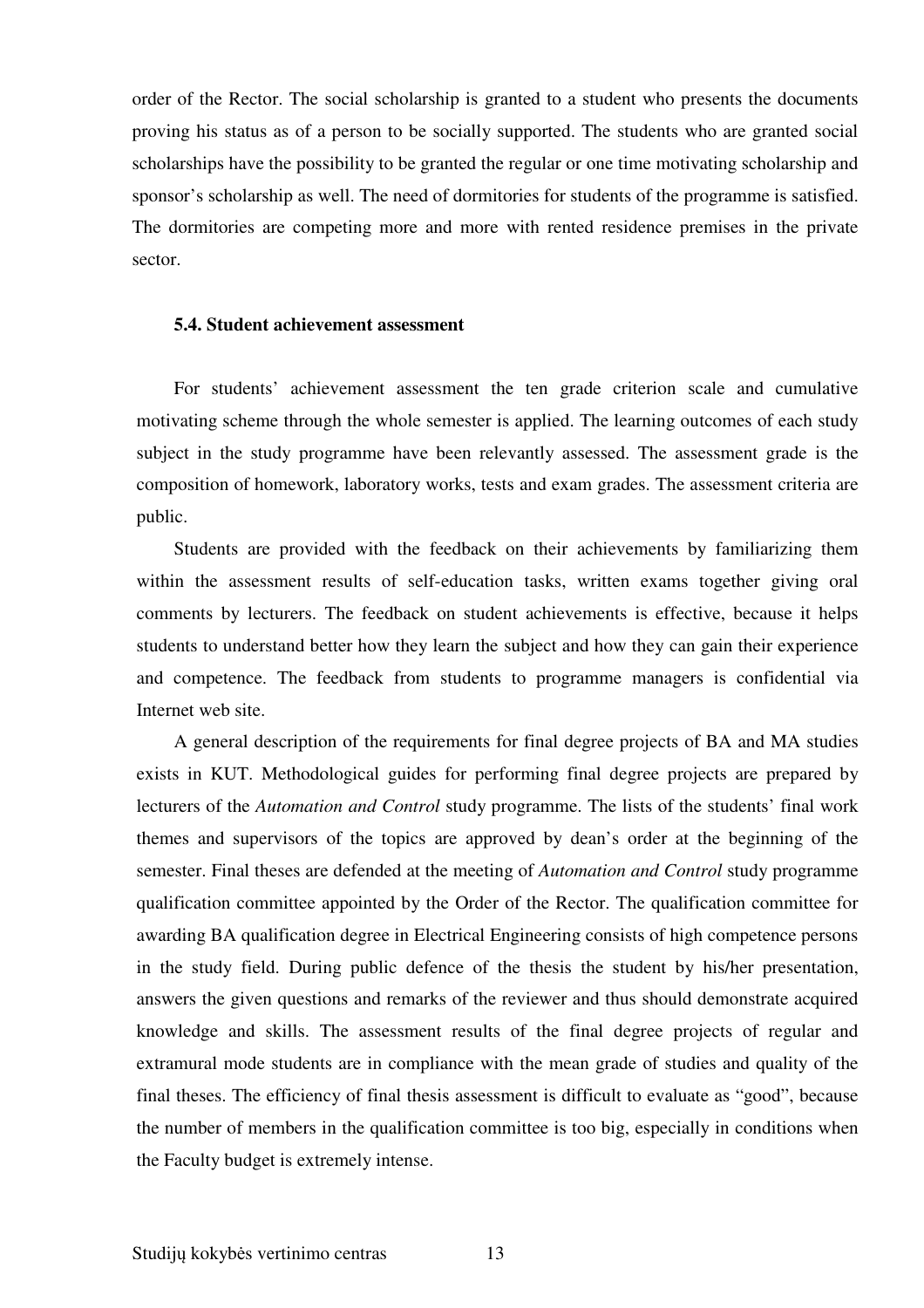order of the Rector. The social scholarship is granted to a student who presents the documents proving his status as of a person to be socially supported. The students who are granted social scholarships have the possibility to be granted the regular or one time motivating scholarship and sponsor's scholarship as well. The need of dormitories for students of the programme is satisfied. The dormitories are competing more and more with rented residence premises in the private sector.

### 5.4. Student achievement assessment

For students' achievement assessment the ten grade criterion scale and cumulative motivating scheme through the whole semester is applied. The learning outcomes of each study subject in the study programme have been relevantly assessed. The assessment grade is the composition of homework, laboratory works, tests and exam grades. The assessment criteria are public.

Students are provided with the feedback on their achievements by familiarizing them within the assessment results of self-education tasks, written exams together giving oral comments by lecturers. The feedback on student achievements is effective, because it helps students to understand better how they learn the subject and how they can gain their experience and competence. The feedback from students to programme managers is confidential via Internet web site.

A general description of the requirements for final degree projects of BA and MA studies exists in KUT. Methodological guides for performing final degree projects are prepared by lecturers of the *Automation and Control* study programme. The lists of the students' final work themes and supervisors of the topics are approved by dean's order at the beginning of the semester. Final theses are defended at the meeting of *Automation and Control* study programme qualification committee appointed by the Order of the Rector. The qualification committee for awarding BA qualification degree in Electrical Engineering consists of high competence persons in the study field. During public defence of the thesis the student by his/her presentation, answers the given questions and remarks of the reviewer and thus should demonstrate acquired knowledge and skills. The assessment results of the final degree projects of regular and extramural mode students are in compliance with the mean grade of studies and quality of the final theses. The efficiency of final thesis assessment is difficult to evaluate as "good", because the number of members in the qualification committee is too big, especially in conditions when the Faculty budget is extremely intense.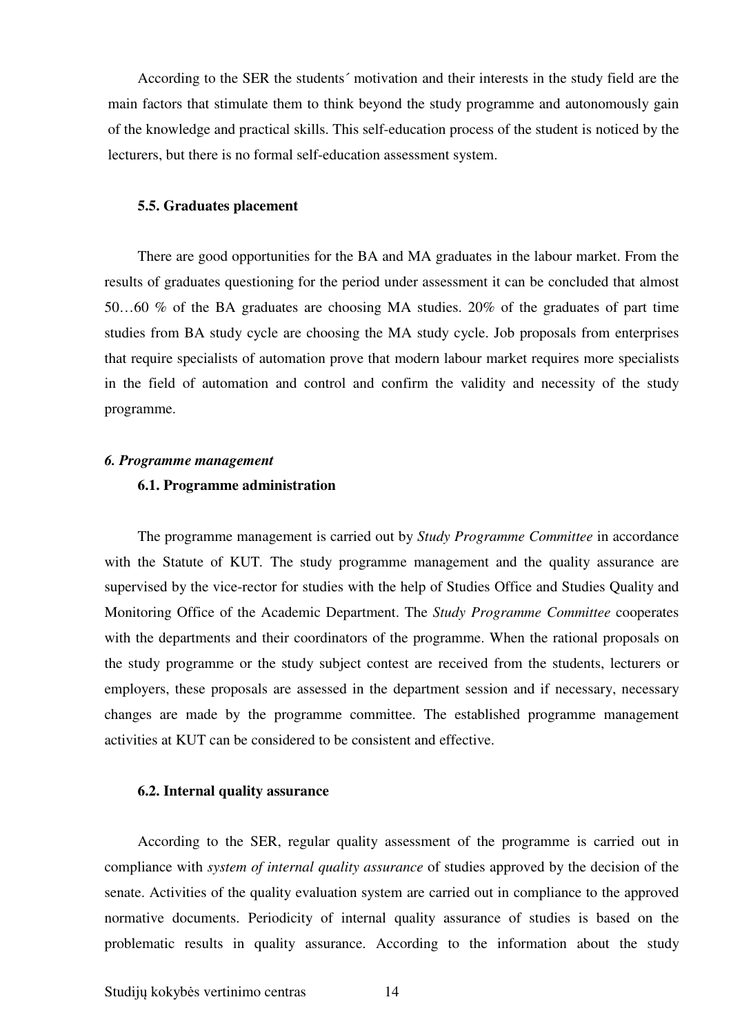According to the SER the students´ motivation and their interests in the study field are the main factors that stimulate them to think beyond the study programme and autonomously gain of the knowledge and practical skills. This self-education process of the student is noticed by the lecturers, but there is no formal self-education assessment system.

### 5.5. Graduates placement

There are good opportunities for the BA and MA graduates in the labour market. From the results of graduates questioning for the period under assessment it can be concluded that almost 50…60 % of the BA graduates are choosing MA studies. 20% of the graduates of part time studies from BA study cycle are choosing the MA study cycle. Job proposals from enterprises that require specialists of automation prove that modern labour market requires more specialists in the field of automation and control and confirm the validity and necessity of the study programme.

## *6. Programme management*

### 6.1. Programme administration

The programme management is carried out by *Study Programme Committee* in accordance with the Statute of KUT. The study programme management and the quality assurance are supervised by the vice-rector for studies with the help of Studies Office and Studies Quality and Monitoring Office of the Academic Department. The *Study Programme Committee* cooperates with the departments and their coordinators of the programme. When the rational proposals on the study programme or the study subject contest are received from the students, lecturers or employers, these proposals are assessed in the department session and if necessary, necessary changes are made by the programme committee. The established programme management activities at KUT can be considered to be consistent and effective.

### 6.2. Internal quality assurance

According to the SER, regular quality assessment of the programme is carried out in compliance with *system of internal quality assurance* of studies approved by the decision of the senate. Activities of the quality evaluation system are carried out in compliance to the approved normative documents. Periodicity of internal quality assurance of studies is based on the problematic results in quality assurance. According to the information about the study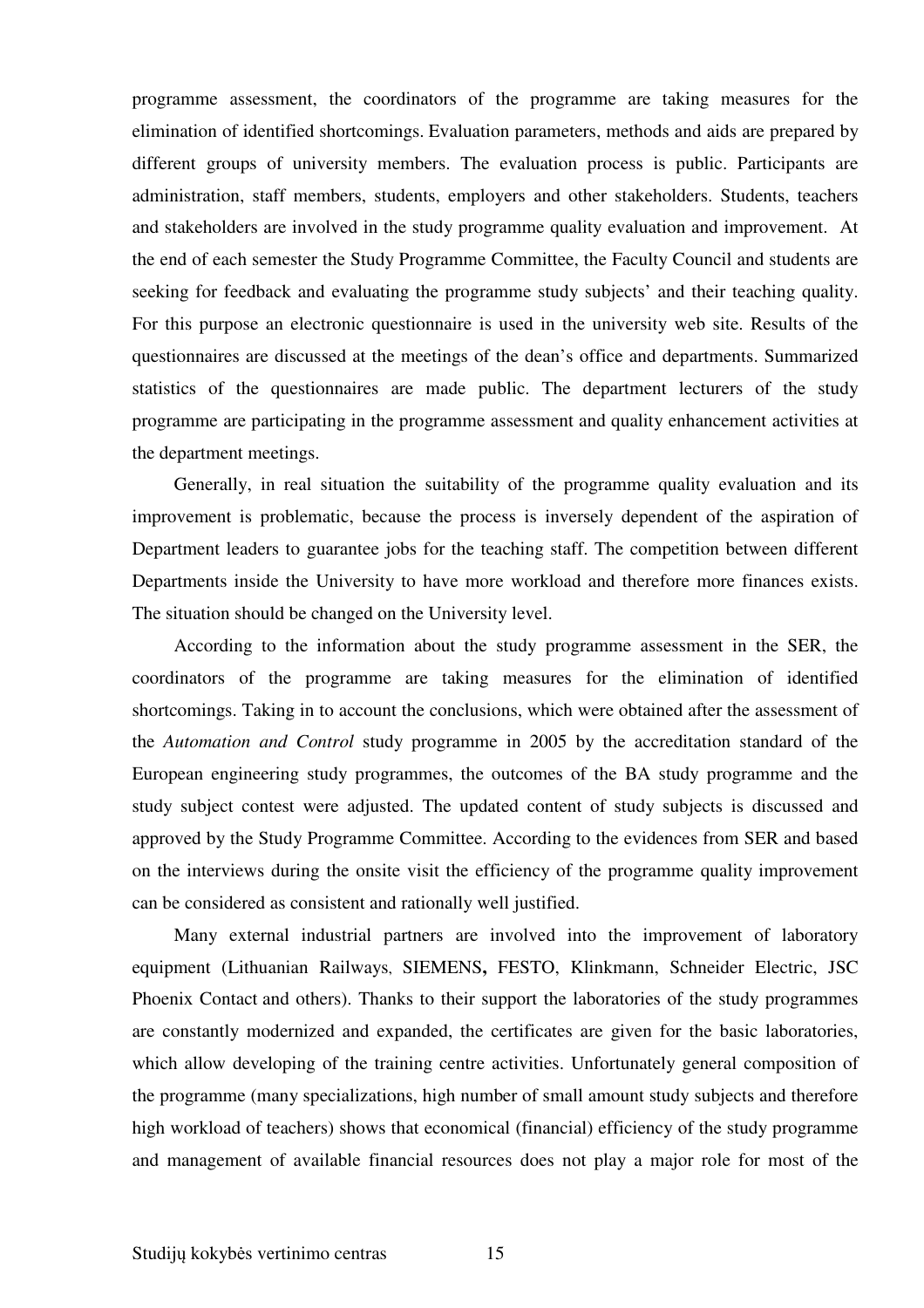programme assessment, the coordinators of the programme are taking measures for the elimination of identified shortcomings. Evaluation parameters, methods and aids are prepared by different groups of university members. The evaluation process is public. Participants are administration, staff members, students, employers and other stakeholders. Students, teachers and stakeholders are involved in the study programme quality evaluation and improvement. At the end of each semester the Study Programme Committee, the Faculty Council and students are seeking for feedback and evaluating the programme study subjects' and their teaching quality. For this purpose an electronic questionnaire is used in the university web site. Results of the questionnaires are discussed at the meetings of the dean's office and departments. Summarized statistics of the questionnaires are made public. The department lecturers of the study programme are participating in the programme assessment and quality enhancement activities at the department meetings.

Generally, in real situation the suitability of the programme quality evaluation and its improvement is problematic, because the process is inversely dependent of the aspiration of Department leaders to guarantee jobs for the teaching staff. The competition between different Departments inside the University to have more workload and therefore more finances exists. The situation should be changed on the University level.

According to the information about the study programme assessment in the SER, the coordinators of the programme are taking measures for the elimination of identified shortcomings. Taking in to account the conclusions, which were obtained after the assessment of the *Automation and Control* study programme in 2005 by the accreditation standard of the European engineering study programmes, the outcomes of the BA study programme and the study subject contest were adjusted. The updated content of study subjects is discussed and approved by the Study Programme Committee. According to the evidences from SER and based on the interviews during the onsite visit the efficiency of the programme quality improvement can be considered as consistent and rationally well justified.

Many external industrial partners are involved into the improvement of laboratory equipment (Lithuanian Railways, SIEMENS**,** FESTO, Klinkmann, Schneider Electric, JSC Phoenix Contact and others). Thanks to their support the laboratories of the study programmes are constantly modernized and expanded, the certificates are given for the basic laboratories, which allow developing of the training centre activities. Unfortunately general composition of the programme (many specializations, high number of small amount study subjects and therefore high workload of teachers) shows that economical (financial) efficiency of the study programme and management of available financial resources does not play a major role for most of the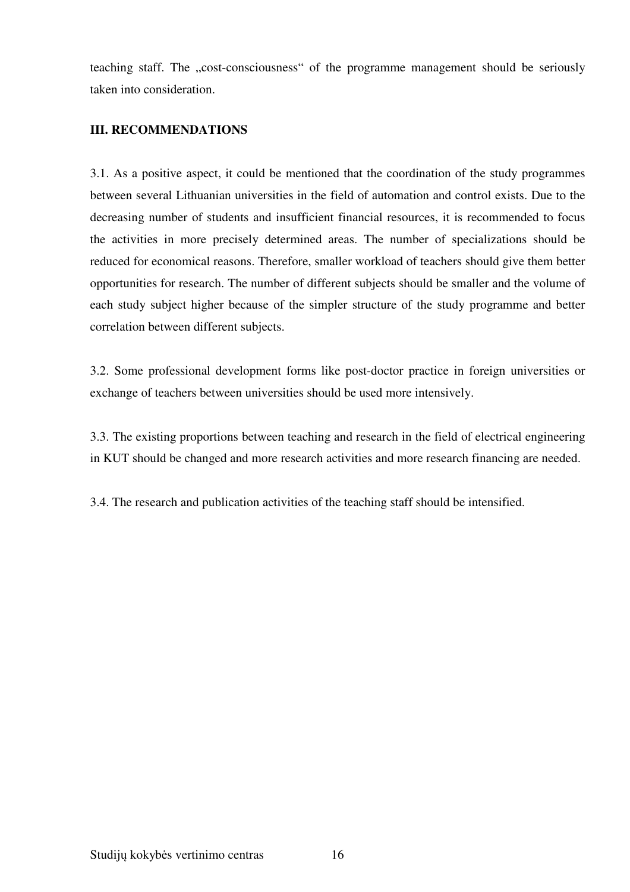teaching staff. The „cost-consciousness“ of the programme management should be seriously taken into consideration.

**III. RECOMMENDATIONS**

3.1. As a positive aspect, it could be mentioned that the coordination of the study programmes between several Lithuanian universities in the field of automation and control exists. Due to the decreasing number of students and insufficient financial resources, it is recommended to focus the activities in more precisely determined areas. The number of specializations should be reduced for economical reasons. Therefore, smaller workload of teachers should give them better opportunities for research. The number of different subjects should be smaller and the volume of each study subject higher because of the simpler structure of the study programme and better correlation between different subjects.

3.2. Some professional development forms like post-doctor practice in foreign universities or exchange of teachers between universities should be used more intensively.

3.3. The existing proportions between teaching and research in the field of electrical engineering in KUT should be changed and more research activities and more research financing are needed.

3.4. The research and publication activities of the teaching staff should be intensified.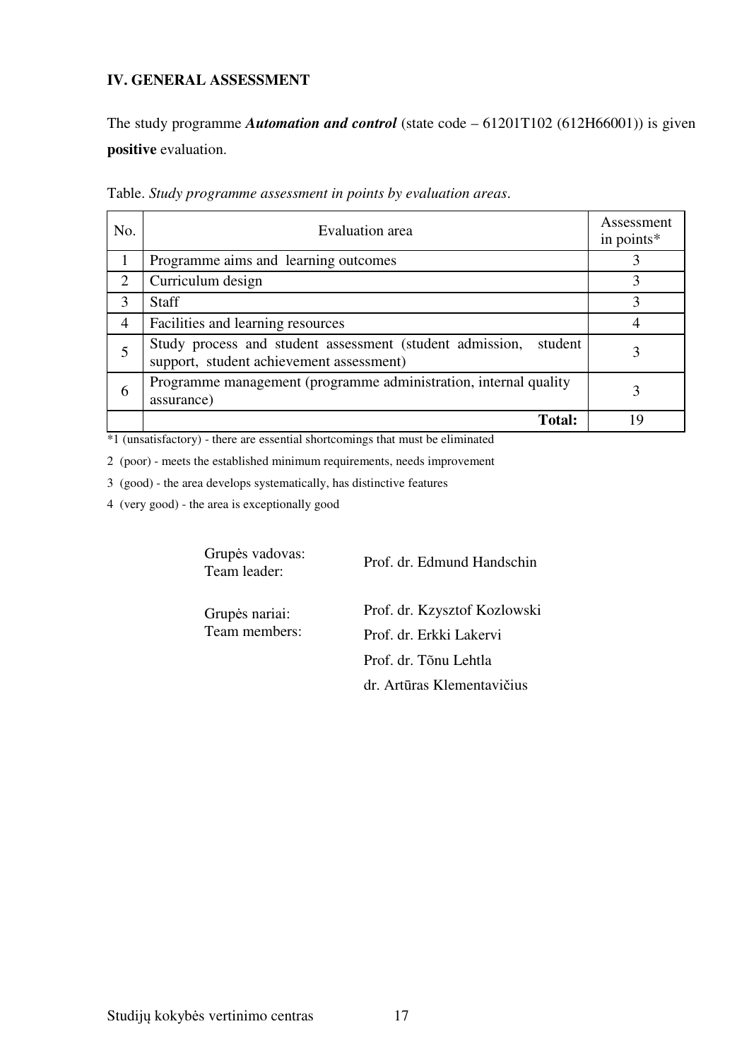## IV. GENERAL ASSESSMENT

The study programme ***Automation and control*** (state code – 61201T102 (612H66001)) is given **positive** evaluation.

Table. *Study programme assessment in points by evaluation areas.*

| No. | Evaluation area | Assessment in points* |
|---|---|---|
| 1 | Programme aims and learning outcomes | 3 |
| 2 | Curriculum design | 3 |
| 3 | Staff | 3 |
| 4 | Facilities and learning resources | 4 |
| 5 | Study process and student assessment (student admission, student support, student achievement assessment) | 3 |
| 6 | Programme management (programme administration, internal quality assurance) | 3 |
| | **Total:** | 19 |

*1 (unsatisfactory) - there are essential shortcomings that must be eliminated

2 (poor) - meets the established minimum requirements, needs improvement

3 (good) - the area develops systematically, has distinctive features

4 (very good) - the area is exceptionally good

| | |
|---|---|
| Grupės vadovas:<br>Team leader: | Prof. dr. Edmund Handschin |
| Grupės nariai:<br>Team members: | Prof. dr. Kzysztof Kozlowski<br>Prof. dr. Erkki Lakervi<br>Prof. dr. Tõnu Lehtla<br>dr. Artūras Klementavičius |

Studijų kokybės vertinimo centras